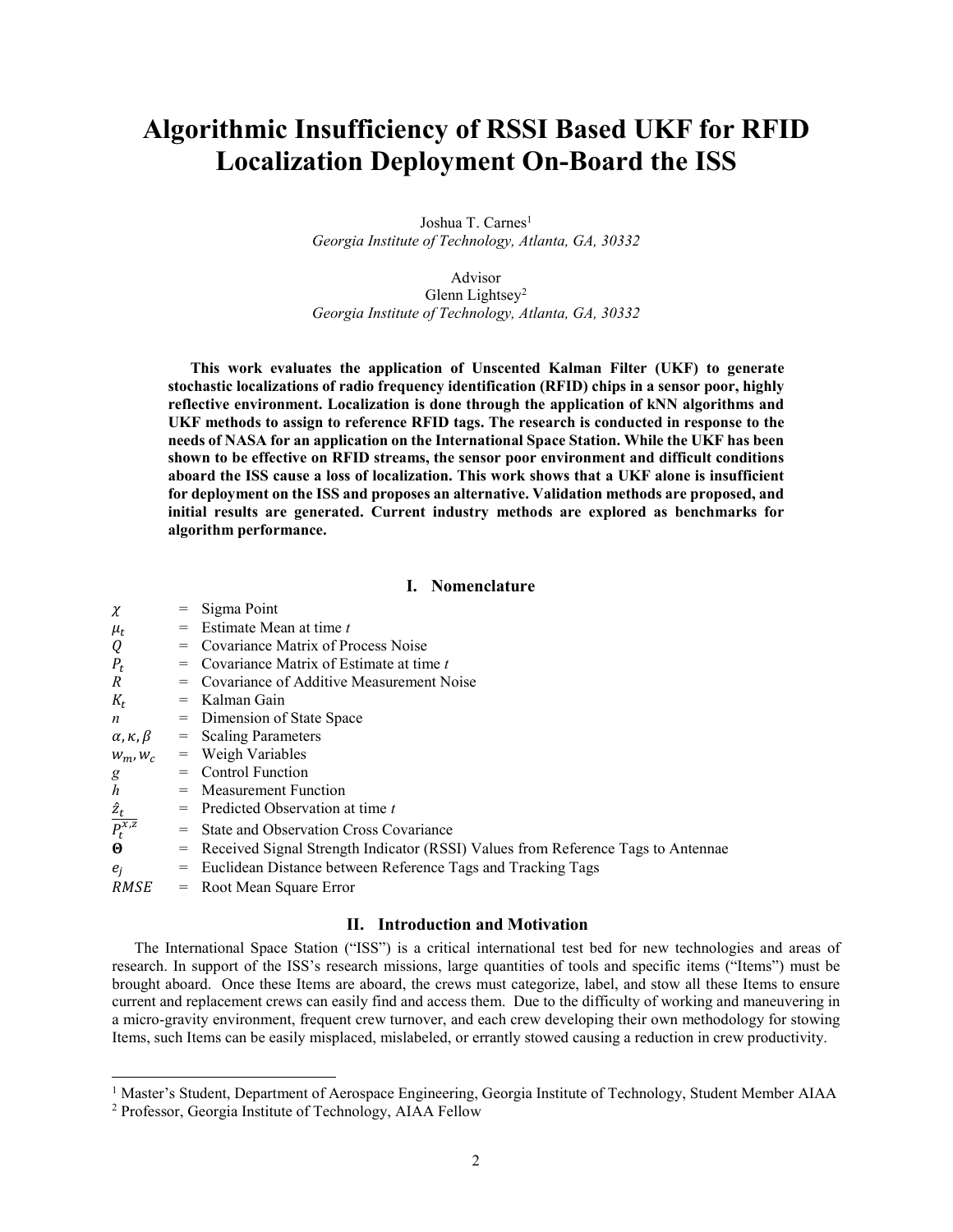# Algorithmic Insufficiency of RSSI Based UKF for RFID Localization Deployment On-Board the ISS

Joshua T. Carnes[1]
*Georgia Institute of Technology, Atlanta, GA, 30332*

Advisor
Glenn Lightsey[2]
*Georgia Institute of Technology, Atlanta, GA, 30332*

**This work evaluates the application of Unscented Kalman Filter (UKF) to generate stochastic localizations of radio frequency identification (RFID) chips in a sensor poor, highly reflective environment. Localization is done through the application of kNN algorithms and UKF methods to assign to reference RFID tags. The research is conducted in response to the needs of NASA for an application on the International Space Station. While the UKF has been shown to be effective on RFID streams, the sensor poor environment and difficult conditions aboard the ISS cause a loss of localization. This work shows that a UKF alone is insufficient for deployment on the ISS and proposes an alternative. Validation methods are proposed, and initial results are generated. Current industry methods are explored as benchmarks for algorithm performance.**

## I. Nomenclature

| | | |
|---|---|---|
| $\chi$ | = | Sigma Point |
| $\mu_t$ | = | Estimate Mean at time *t* |
| $Q$ | = | Covariance Matrix of Process Noise |
| $P_t$ | = | Covariance Matrix of Estimate at time *t* |
| $R$ | = | Covariance of Additive Measurement Noise |
| $K_t$ | = | Kalman Gain |
| $n$ | = | Dimension of State Space |
| $\alpha, \kappa, \beta$ | = | Scaling Parameters |
| $w_m, w_c$ | = | Weigh Variables |
| $g$ | = | Control Function |
| $h$ | = | Measurement Function |
| $\hat{z}_t$ | = | Predicted Observation at time *t* |
| $\overline{P_t^{x,z}}$ | = | State and Observation Cross Covariance |
| $\mathbf{\Theta}$ | = | Received Signal Strength Indicator (RSSI) Values from Reference Tags to Antennae |
| $e_j$ | = | Euclidean Distance between Reference Tags and Tracking Tags |
| $RMSE$ | = | Root Mean Square Error |

## II. Introduction and Motivation

The International Space Station ("ISS") is a critical international test bed for new technologies and areas of research. In support of the ISS's research missions, large quantities of tools and specific items ("Items") must be brought aboard. Once these Items are aboard, the crews must categorize, label, and stow all these Items to ensure current and replacement crews can easily find and access them. Due to the difficulty of working and maneuvering in a micro-gravity environment, frequent crew turnover, and each crew developing their own methodology for stowing Items, such Items can be easily misplaced, mislabeled, or errantly stowed causing a reduction in crew productivity.

[1] Master's Student, Department of Aerospace Engineering, Georgia Institute of Technology, Student Member AIAA

[2] Professor, Georgia Institute of Technology, AIAA Fellow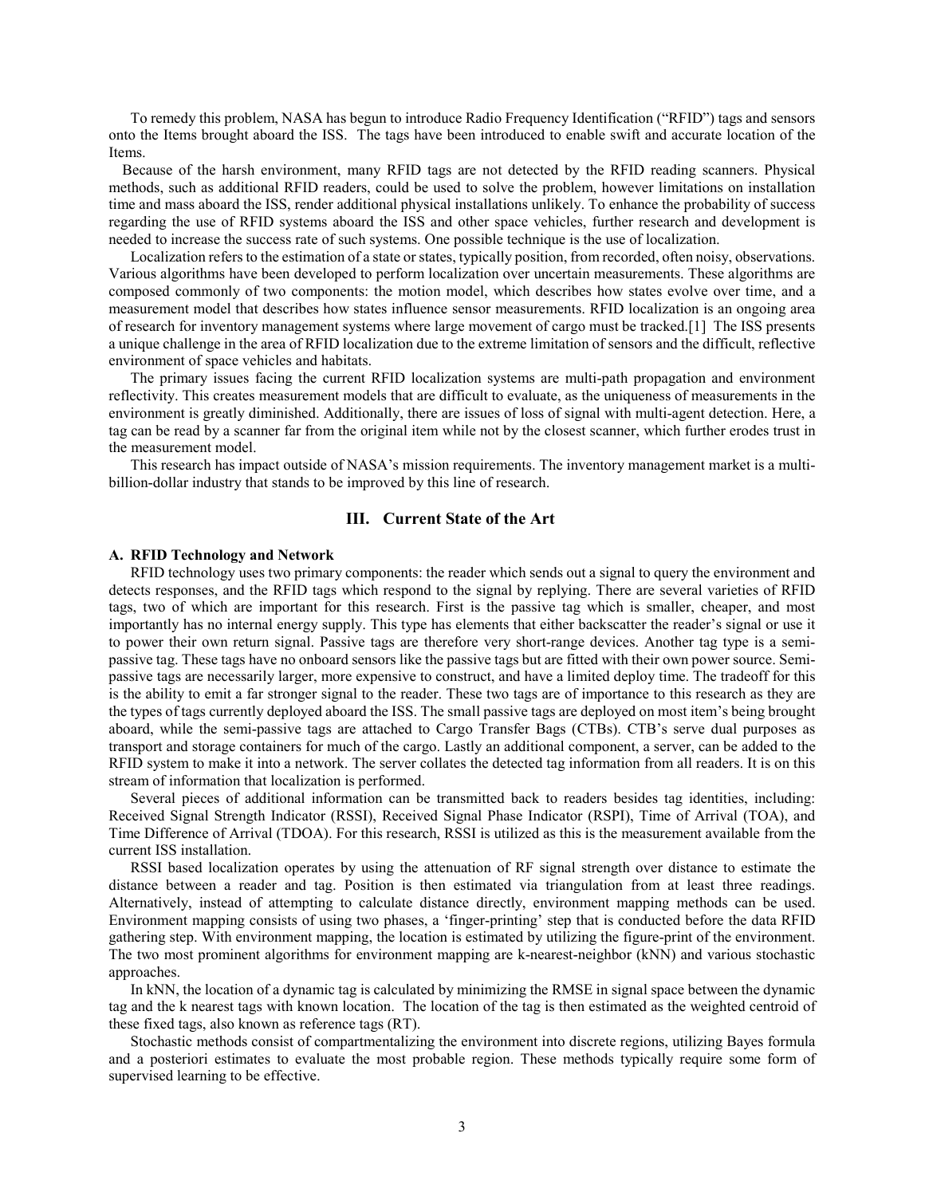To remedy this problem, NASA has begun to introduce Radio Frequency Identification ("RFID") tags and sensors onto the Items brought aboard the ISS. The tags have been introduced to enable swift and accurate location of the Items.

Because of the harsh environment, many RFID tags are not detected by the RFID reading scanners. Physical methods, such as additional RFID readers, could be used to solve the problem, however limitations on installation time and mass aboard the ISS, render additional physical installations unlikely. To enhance the probability of success regarding the use of RFID systems aboard the ISS and other space vehicles, further research and development is needed to increase the success rate of such systems. One possible technique is the use of localization.

Localization refers to the estimation of a state or states, typically position, from recorded, often noisy, observations. Various algorithms have been developed to perform localization over uncertain measurements. These algorithms are composed commonly of two components: the motion model, which describes how states evolve over time, and a measurement model that describes how states influence sensor measurements. RFID localization is an ongoing area of research for inventory management systems where large movement of cargo must be tracked.[1] The ISS presents a unique challenge in the area of RFID localization due to the extreme limitation of sensors and the difficult, reflective environment of space vehicles and habitats.

The primary issues facing the current RFID localization systems are multi-path propagation and environment reflectivity. This creates measurement models that are difficult to evaluate, as the uniqueness of measurements in the environment is greatly diminished. Additionally, there are issues of loss of signal with multi-agent detection. Here, a tag can be read by a scanner far from the original item while not by the closest scanner, which further erodes trust in the measurement model.

This research has impact outside of NASA's mission requirements. The inventory management market is a multi-billion-dollar industry that stands to be improved by this line of research.

## III. Current State of the Art

### A. RFID Technology and Network

RFID technology uses two primary components: the reader which sends out a signal to query the environment and detects responses, and the RFID tags which respond to the signal by replying. There are several varieties of RFID tags, two of which are important for this research. First is the passive tag which is smaller, cheaper, and most importantly has no internal energy supply. This type has elements that either backscatter the reader's signal or use it to power their own return signal. Passive tags are therefore very short-range devices. Another tag type is a semi-passive tag. These tags have no onboard sensors like the passive tags but are fitted with their own power source. Semi-passive tags are necessarily larger, more expensive to construct, and have a limited deploy time. The tradeoff for this is the ability to emit a far stronger signal to the reader. These two tags are of importance to this research as they are the types of tags currently deployed aboard the ISS. The small passive tags are deployed on most item's being brought aboard, while the semi-passive tags are attached to Cargo Transfer Bags (CTBs). CTB's serve dual purposes as transport and storage containers for much of the cargo. Lastly an additional component, a server, can be added to the RFID system to make it into a network. The server collates the detected tag information from all readers. It is on this stream of information that localization is performed.

Several pieces of additional information can be transmitted back to readers besides tag identities, including: Received Signal Strength Indicator (RSSI), Received Signal Phase Indicator (RSPI), Time of Arrival (TOA), and Time Difference of Arrival (TDOA). For this research, RSSI is utilized as this is the measurement available from the current ISS installation.

RSSI based localization operates by using the attenuation of RF signal strength over distance to estimate the distance between a reader and tag. Position is then estimated via triangulation from at least three readings. Alternatively, instead of attempting to calculate distance directly, environment mapping methods can be used. Environment mapping consists of using two phases, a 'finger-printing' step that is conducted before the data RFID gathering step. With environment mapping, the location is estimated by utilizing the figure-print of the environment. The two most prominent algorithms for environment mapping are k-nearest-neighbor (kNN) and various stochastic approaches.

In kNN, the location of a dynamic tag is calculated by minimizing the RMSE in signal space between the dynamic tag and the k nearest tags with known location. The location of the tag is then estimated as the weighted centroid of these fixed tags, also known as reference tags (RT).

Stochastic methods consist of compartmentalizing the environment into discrete regions, utilizing Bayes formula and a posteriori estimates to evaluate the most probable region. These methods typically require some form of supervised learning to be effective.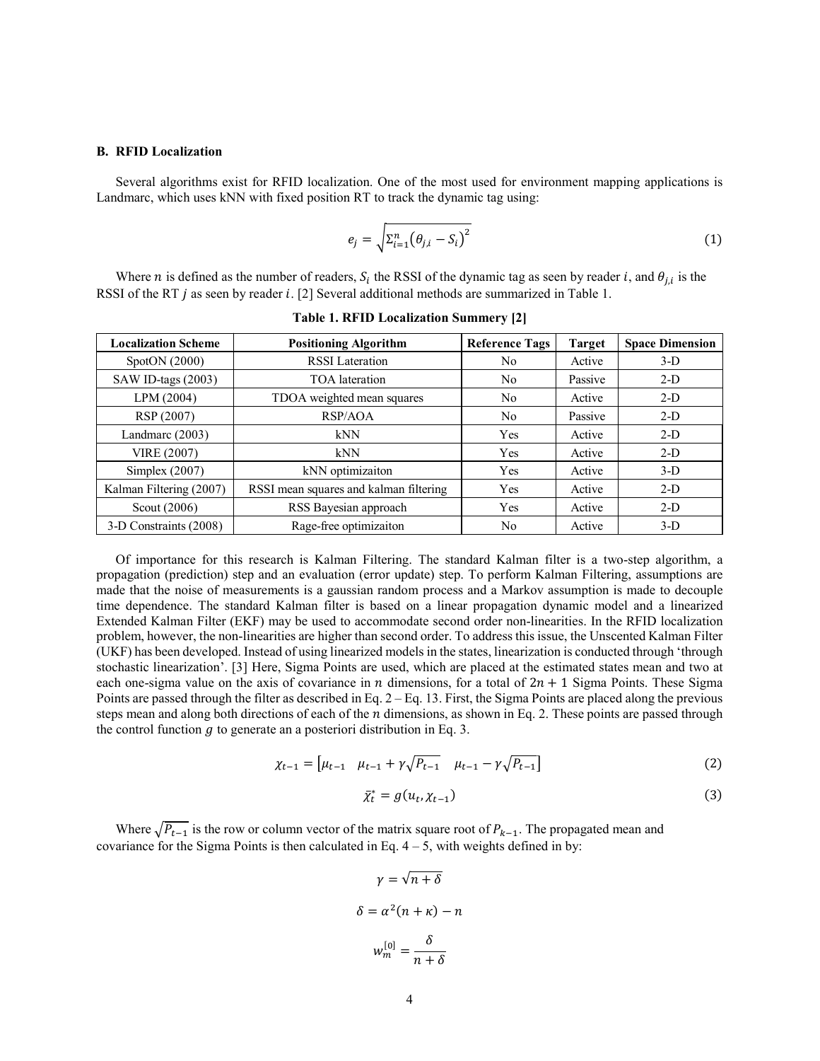### B. RFID Localization

Several algorithms exist for RFID localization. One of the most used for environment mapping applications is Landmarc, which uses kNN with fixed position RT to track the dynamic tag using:

$$e_j = \sqrt{\Sigma_{i=1}^{n}\left(\theta_{j,i} - S_i\right)^2} \tag{1}$$

Where $n$ is defined as the number of readers, $S_i$ the RSSI of the dynamic tag as seen by reader $i$, and $\theta_{j,i}$ is the RSSI of the RT $j$ as seen by reader $i$. [2] Several additional methods are summarized in Table 1.

**Table 1. RFID Localization Summery [2]**

| Localization Scheme | Positioning Algorithm | Reference Tags | Target | Space Dimension |
|---|---|---|---|---|
| SpotON (2000) | RSSI Lateration | No | Active | 3-D |
| SAW ID-tags (2003) | TOA lateration | No | Passive | 2-D |
| LPM (2004) | TDOA weighted mean squares | No | Active | 2-D |
| RSP (2007) | RSP/AOA | No | Passive | 2-D |
| Landmarc (2003) | kNN | Yes | Active | 2-D |
| VIRE (2007) | kNN | Yes | Active | 2-D |
| Simplex (2007) | kNN optimizaiton | Yes | Active | 3-D |
| Kalman Filtering (2007) | RSSI mean squares and kalman filtering | Yes | Active | 2-D |
| Scout (2006) | RSS Bayesian approach | Yes | Active | 2-D |
| 3-D Constraints (2008) | Rage-free optimizaiton | No | Active | 3-D |

Of importance for this research is Kalman Filtering. The standard Kalman filter is a two-step algorithm, a propagation (prediction) step and an evaluation (error update) step. To perform Kalman Filtering, assumptions are made that the noise of measurements is a gaussian random process and a Markov assumption is made to decouple time dependence. The standard Kalman filter is based on a linear propagation dynamic model and a linearized Extended Kalman Filter (EKF) may be used to accommodate second order non-linearities. In the RFID localization problem, however, the non-linearities are higher than second order. To address this issue, the Unscented Kalman Filter (UKF) has been developed. Instead of using linearized models in the states, linearization is conducted through 'through stochastic linearization'. [3] Here, Sigma Points are used, which are placed at the estimated states mean and two at each one-sigma value on the axis of covariance in $n$ dimensions, for a total of $2n + 1$ Sigma Points. These Sigma Points are passed through the filter as described in Eq. 2 – Eq. 13. First, the Sigma Points are placed along the previous steps mean and along both directions of each of the $n$ dimensions, as shown in Eq. 2. These points are passed through the control function $g$ to generate an a posteriori distribution in Eq. 3.

$$\chi_{t-1} = \left[\mu_{t-1} \quad \mu_{t-1} + \gamma\sqrt{P_{t-1}} \quad \mu_{t-1} - \gamma\sqrt{P_{t-1}}\right] \tag{2}$$

$$\bar{\chi}_t^* = g(u_t, \chi_{t-1}) \tag{3}$$

Where $\sqrt{P_{t-1}}$ is the row or column vector of the matrix square root of $P_{k-1}$. The propagated mean and covariance for the Sigma Points is then calculated in Eq. 4 – 5, with weights defined in by:

$$\gamma = \sqrt{n + \delta}$$

$$\delta = \alpha^2(n + \kappa) - n$$

$$w_m^{[0]} = \frac{\delta}{n + \delta}$$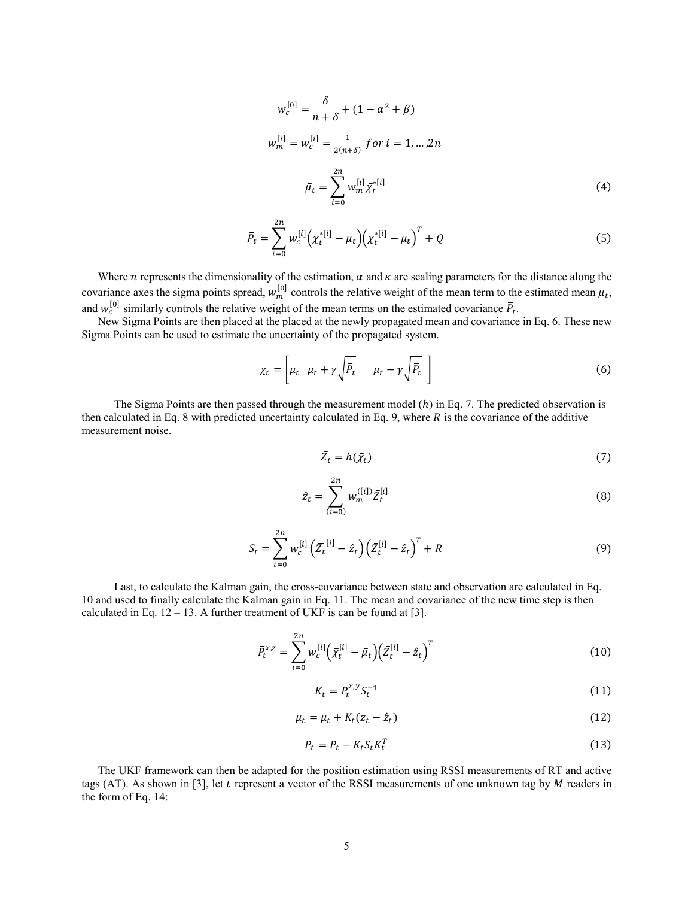$$w_c^{[0]} = \frac{\delta}{n+\delta} + (1 - \alpha^2 + \beta)$$

$$w_m^{[i]} = w_c^{[i]} = \frac{1}{2(n+\delta)} \; for \; i = 1, \dots, 2n$$

$$\bar{\mu}_t = \sum_{i=0}^{2n} w_m^{[i]} \bar{\chi}_t^{*[i]} \tag{4}$$

$$\bar{P}_t = \sum_{i=0}^{2n} w_c^{[i]} \left(\bar{\chi}_t^{*[i]} - \bar{\mu}_t\right)\left(\bar{\chi}_t^{*[i]} - \bar{\mu}_t\right)^T + Q \tag{5}$$

Where $n$ represents the dimensionality of the estimation, $\alpha$ and $\kappa$ are scaling parameters for the distance along the covariance axes the sigma points spread, $w_m^{[0]}$ controls the relative weight of the mean term to the estimated mean $\bar{\mu}_t$, and $w_c^{[0]}$ similarly controls the relative weight of the mean terms on the estimated covariance $\bar{P}_t$.

New Sigma Points are then placed at the placed at the newly propagated mean and covariance in Eq. 6. These new Sigma Points can be used to estimate the uncertainty of the propagated system.

$$\bar{\chi}_t = \left[\bar{\mu}_t \quad \bar{\mu}_t + \gamma\sqrt{\bar{P}_t} \qquad \bar{\mu}_t - \gamma\sqrt{\bar{P}_t} \;\right] \tag{6}$$

The Sigma Points are then passed through the measurement model ($h$) in Eq. 7. The predicted observation is then calculated in Eq. 8 with predicted uncertainty calculated in Eq. 9, where $R$ is the covariance of the additive measurement noise.

$$\bar{Z}_t = h(\bar{\chi}_t) \tag{7}$$

$$\hat{z}_t = \sum_{(i=0)}^{2n} w_m^{([i])} \bar{Z}_t^{[i]} \tag{8}$$

$$S_t = \sum_{i=0}^{2n} w_c^{[i]} \left(\bar{Z}_t^{\;[i]} - \hat{z}_t\right)\left(\bar{Z}_t^{[i]} - \hat{z}_t\right)^T + R \tag{9}$$

Last, to calculate the Kalman gain, the cross-covariance between state and observation are calculated in Eq. 10 and used to finally calculate the Kalman gain in Eq. 11. The mean and covariance of the new time step is then calculated in Eq. 12 – 13. A further treatment of UKF is can be found at [3].

$$\bar{P}_t^{x,z} = \sum_{i=0}^{2n} w_c^{[i]} \left(\bar{\chi}_t^{[i]} - \bar{\mu}_t\right)\left(\bar{Z}_t^{[i]} - \hat{z}_t\right)^T \tag{10}$$

$$K_t = \bar{P}_t^{x,y} S_t^{-1} \tag{11}$$

$$\mu_t = \bar{\mu}_t + K_t(z_t - \hat{z}_t) \tag{12}$$

$$P_t = \bar{P}_t - K_t S_t K_t^T \tag{13}$$

The UKF framework can then be adapted for the position estimation using RSSI measurements of RT and active tags (AT). As shown in [3], let $t$ represent a vector of the RSSI measurements of one unknown tag by $M$ readers in the form of Eq. 14: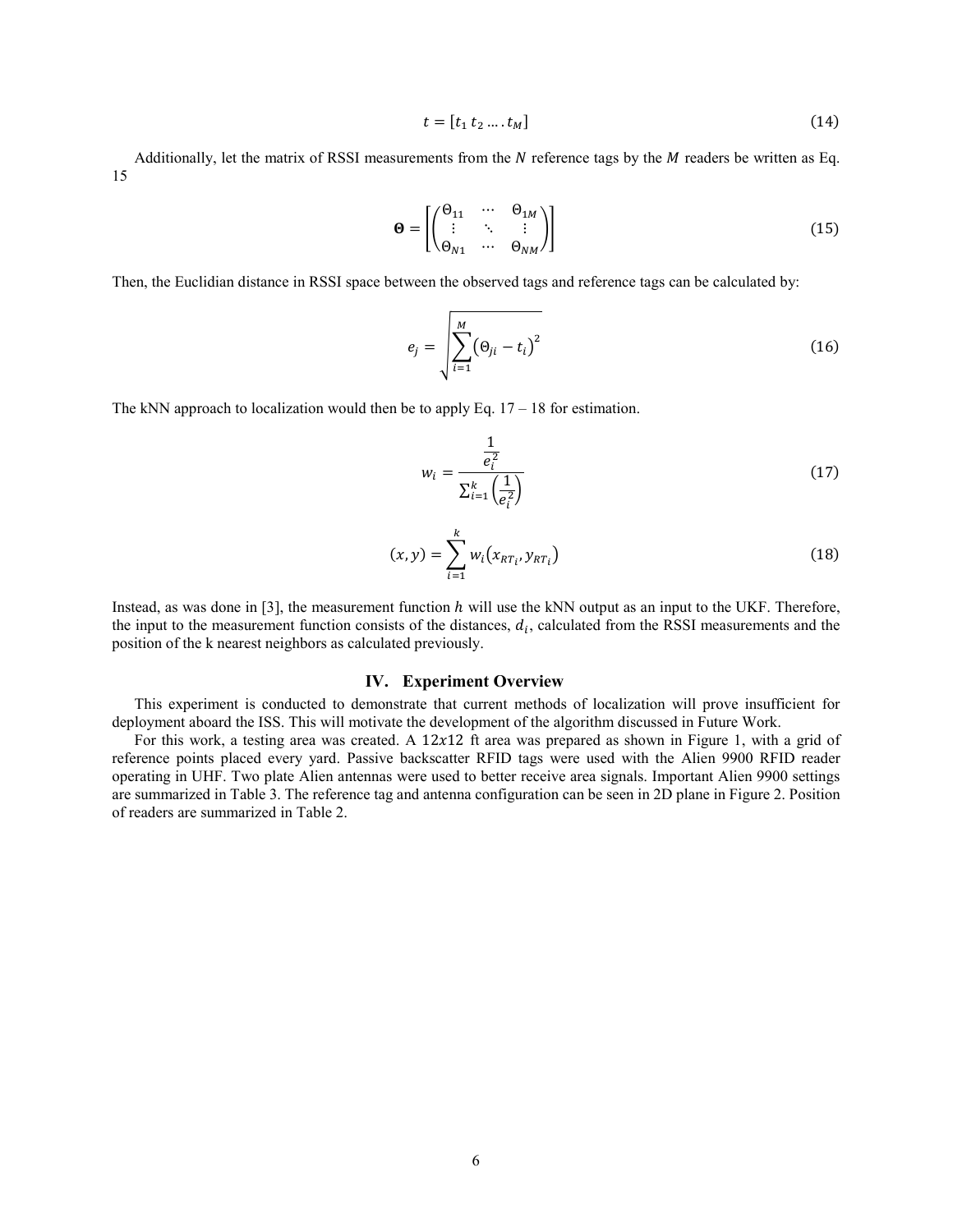$$t = [t_1\, t_2 \ldots . t_M] \tag{14}$$

Additionally, let the matrix of RSSI measurements from the $N$ reference tags by the $M$ readers be written as Eq. 15

$$\mathbf{\Theta} = \left[ \begin{pmatrix} \Theta_{11} & \cdots & \Theta_{1M} \\ \vdots & \ddots & \vdots \\ \Theta_{N1} & \cdots & \Theta_{NM} \end{pmatrix} \right] \tag{15}$$

Then, the Euclidian distance in RSSI space between the observed tags and reference tags can be calculated by:

$$e_j = \sqrt{\sum_{i=1}^{M} \left(\Theta_{ji} - t_i\right)^2} \tag{16}$$

The kNN approach to localization would then be to apply Eq. 17 – 18 for estimation.

$$w_i = \frac{\frac{1}{e_i^2}}{\sum_{i=1}^{k} \left(\frac{1}{e_i^2}\right)} \tag{17}$$

$$(x, y) = \sum_{i=1}^{k} w_i \left(x_{RT_i}, y_{RT_i}\right) \tag{18}$$

Instead, as was done in [3], the measurement function $h$ will use the kNN output as an input to the UKF. Therefore, the input to the measurement function consists of the distances, $d_i$, calculated from the RSSI measurements and the position of the k nearest neighbors as calculated previously.

## IV. Experiment Overview

This experiment is conducted to demonstrate that current methods of localization will prove insufficient for deployment aboard the ISS. This will motivate the development of the algorithm discussed in Future Work.

For this work, a testing area was created. A $12x12$ ft area was prepared as shown in Figure 1, with a grid of reference points placed every yard. Passive backscatter RFID tags were used with the Alien 9900 RFID reader operating in UHF. Two plate Alien antennas were used to better receive area signals. Important Alien 9900 settings are summarized in Table 3. The reference tag and antenna configuration can be seen in 2D plane in Figure 2. Position of readers are summarized in Table 2.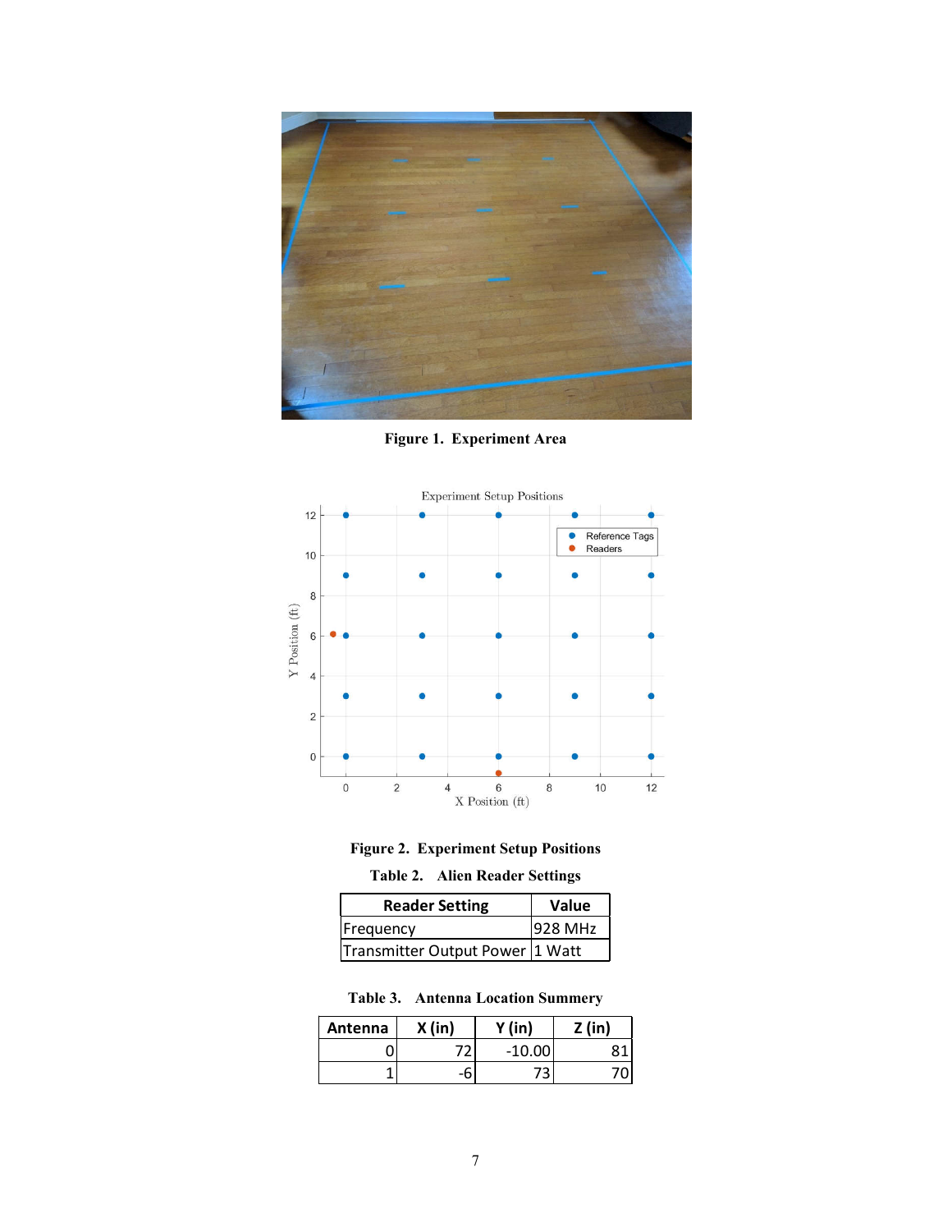**Figure 1. Experiment Area**

Experiment Setup Positions

Reference Tags
Readers

Y Position (ft)

X Position (ft)

12
10
8
6
4
2
0

0 2 4 6 8 10 12

**Figure 2. Experiment Setup Positions**

**Table 2. Alien Reader Settings**

| Reader Setting | Value |
|---|---|
| Frequency | 928 MHz |
| Transmitter Output Power | 1 Watt |

**Table 3. Antenna Location Summery**

| Antenna | X (in) | Y (in) | Z (in) |
|---|---|---|---|
| 0 | 72 | -10.00 | 81 |
| 1 | -6 | 73 | 70 |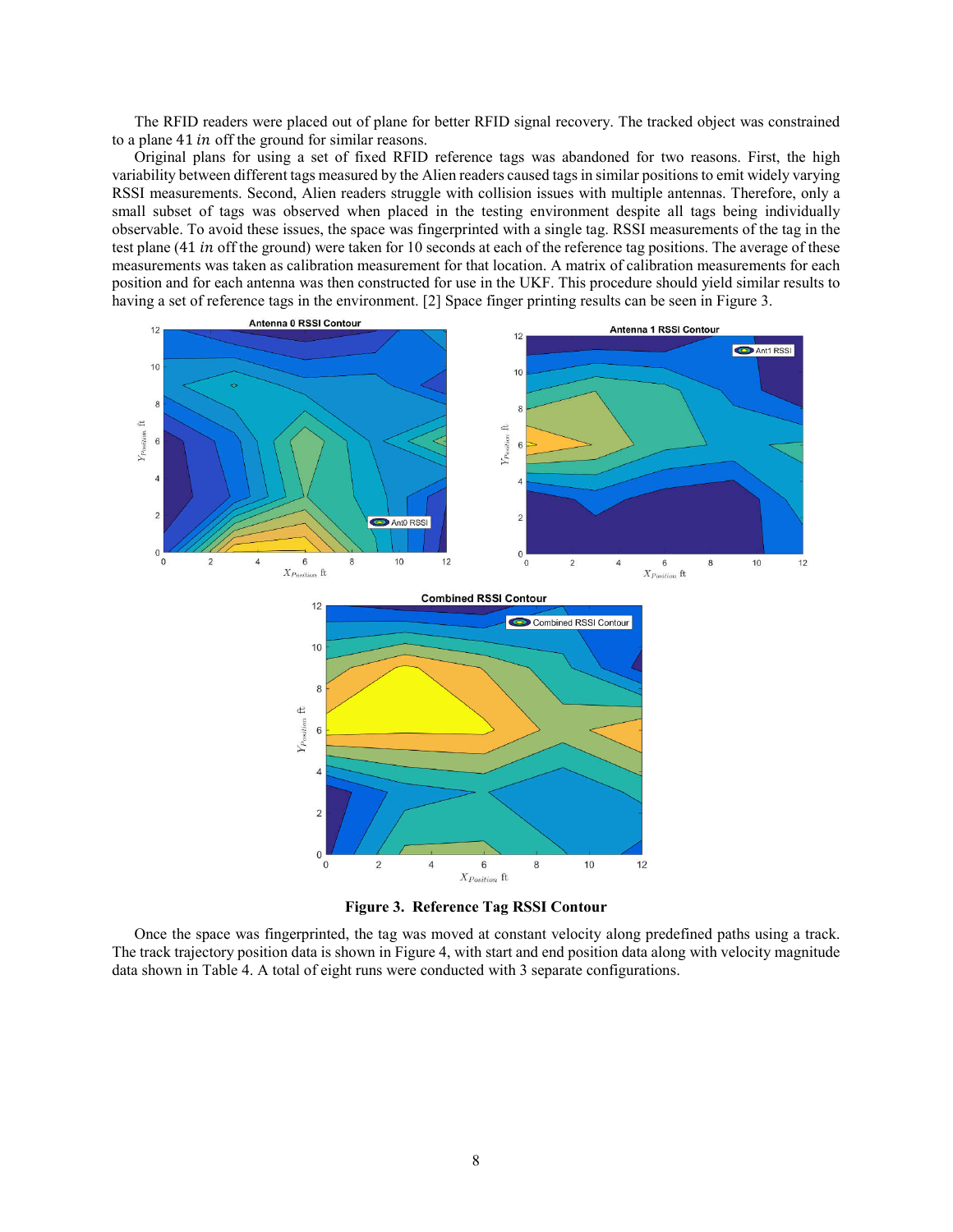The RFID readers were placed out of plane for better RFID signal recovery. The tracked object was constrained to a plane 41 $in$ off the ground for similar reasons.

Original plans for using a set of fixed RFID reference tags was abandoned for two reasons. First, the high variability between different tags measured by the Alien readers caused tags in similar positions to emit widely varying RSSI measurements. Second, Alien readers struggle with collision issues with multiple antennas. Therefore, only a small subset of tags was observed when placed in the testing environment despite all tags being individually observable. To avoid these issues, the space was fingerprinted with a single tag. RSSI measurements of the tag in the test plane (41 $in$ off the ground) were taken for 10 seconds at each of the reference tag positions. The average of these measurements was taken as calibration measurement for that location. A matrix of calibration measurements for each position and for each antenna was then constructed for use in the UKF. This procedure should yield similar results to having a set of reference tags in the environment. [2] Space finger printing results can be seen in Figure 3.

Antenna 0 RSSI Contour

Ant0 RSSI

$Y_{Position}$ ft

$X_{Position}$ ft

0 2 4 6 8 10 12

Antenna 1 RSSI Contour

Ant1 RSSI

$Y_{Position}$ ft

$X_{Position}$ ft

0 2 4 6 8 10 12

Combined RSSI Contour

Combined RSSI Contour

$Y_{Position}$ ft

$X_{Position}$ ft

0 2 4 6 8 10 12

**Figure 3. Reference Tag RSSI Contour**

Once the space was fingerprinted, the tag was moved at constant velocity along predefined paths using a track. The track trajectory position data is shown in Figure 4, with start and end position data along with velocity magnitude data shown in Table 4. A total of eight runs were conducted with 3 separate configurations.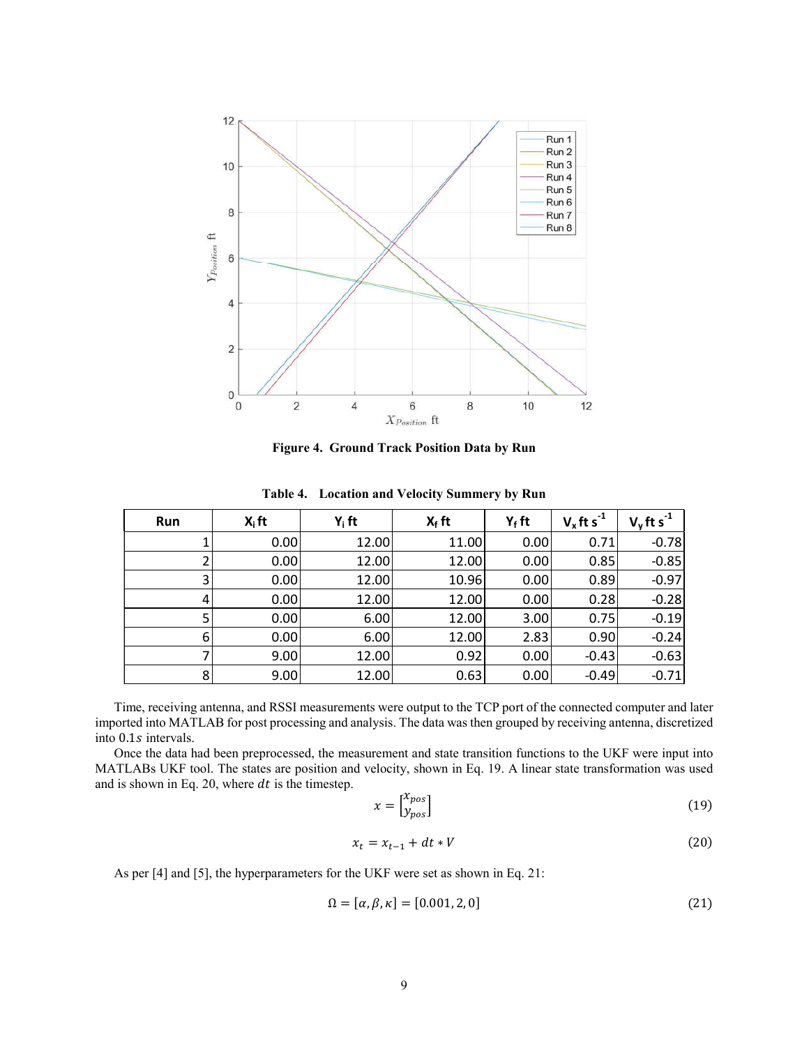12
10
8
6
4
2
0
0 2 4 6 8 10 12

$Y_{Position}$ ft

$X_{Position}$ ft

Run 1
Run 2
Run 3
Run 4
Run 5
Run 6
Run 7
Run 8

**Figure 4. Ground Track Position Data by Run**

**Table 4. Location and Velocity Summery by Run**

| Run | $X_i$ ft | $Y_i$ ft | $X_f$ ft | $Y_f$ ft | $V_x$ ft $s^{-1}$ | $V_y$ ft $s^{-1}$ |
|---|---|---|---|---|---|---|
| 1 | 0.00 | 12.00 | 11.00 | 0.00 | 0.71 | -0.78 |
| 2 | 0.00 | 12.00 | 12.00 | 0.00 | 0.85 | -0.85 |
| 3 | 0.00 | 12.00 | 10.96 | 0.00 | 0.89 | -0.97 |
| 4 | 0.00 | 12.00 | 12.00 | 0.00 | 0.28 | -0.28 |
| 5 | 0.00 | 6.00 | 12.00 | 3.00 | 0.75 | -0.19 |
| 6 | 0.00 | 6.00 | 12.00 | 2.83 | 0.90 | -0.24 |
| 7 | 9.00 | 12.00 | 0.92 | 0.00 | -0.43 | -0.63 |
| 8 | 9.00 | 12.00 | 0.63 | 0.00 | -0.49 | -0.71 |

Time, receiving antenna, and RSSI measurements were output to the TCP port of the connected computer and later imported into MATLAB for post processing and analysis. The data was then grouped by receiving antenna, discretized into $0.1s$ intervals.

Once the data had been preprocessed, the measurement and state transition functions to the UKF were input into MATLABs UKF tool. The states are position and velocity, shown in Eq. 19. A linear state transformation was used and is shown in Eq. 20, where $dt$ is the timestep.

$$x = \begin{bmatrix} x_{pos} \\ y_{pos} \end{bmatrix} \tag{19}$$

$$x_t = x_{t-1} + dt * V \tag{20}$$

As per [4] and [5], the hyperparameters for the UKF were set as shown in Eq. 21:

$$\Omega = [\alpha, \beta, \kappa] = [0.001, 2, 0] \tag{21}$$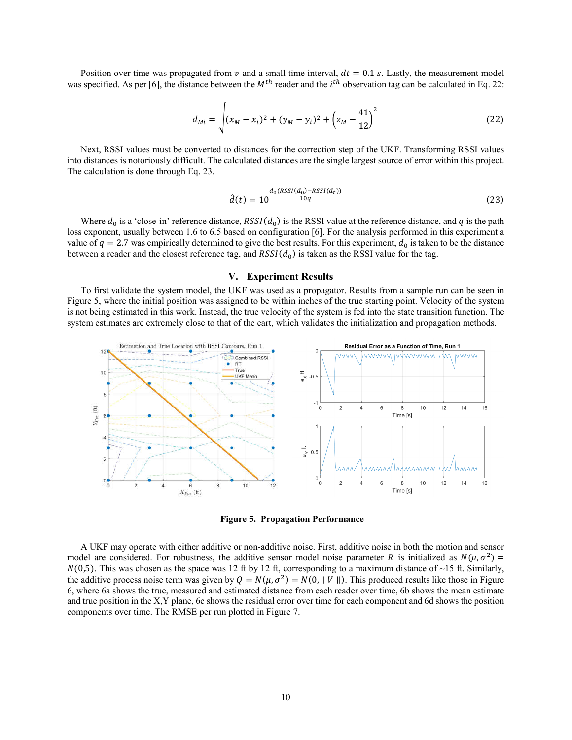Position over time was propagated from $v$ and a small time interval, $dt = 0.1\ s$. Lastly, the measurement model was specified. As per [6], the distance between the $M^{th}$ reader and the $i^{th}$ observation tag can be calculated in Eq. 22:

$$d_{Mi} = \sqrt{(x_M - x_i)^2 + (y_M - y_i)^2 + \left(z_M - \frac{41}{12}\right)^2} \tag{22}$$

Next, RSSI values must be converted to distances for the correction step of the UKF. Transforming RSSI values into distances is notoriously difficult. The calculated distances are the single largest source of error within this project. The calculation is done through Eq. 23.

$$\hat{d}(t) = 10^{\frac{d_0(RSSI(d_0) - RSSI(d_t))}{10q}} \tag{23}$$

Where $d_0$ is a 'close-in' reference distance, $RSSI(d_0)$ is the RSSI value at the reference distance, and $q$ is the path loss exponent, usually between 1.6 to 6.5 based on configuration [6]. For the analysis performed in this experiment a value of $q = 2.7$ was empirically determined to give the best results. For this experiment, $d_0$ is taken to be the distance between a reader and the closest reference tag, and $RSSI(d_0)$ is taken as the RSSI value for the tag.

## V. Experiment Results

To first validate the system model, the UKF was used as a propagator. Results from a sample run can be seen in Figure 5, where the initial position was assigned to be within inches of the true starting point. Velocity of the system is not being estimated in this work. Instead, the true velocity of the system is fed into the state transition function. The system estimates are extremely close to that of the cart, which validates the initialization and propagation methods.

**Figure 5. Propagation Performance**

A UKF may operate with either additive or non-additive noise. First, additive noise in both the motion and sensor model are considered. For robustness, the additive sensor model noise parameter $R$ is initialized as $N(\mu, \sigma^2) = N(0,5)$. This was chosen as the space was 12 ft by 12 ft, corresponding to a maximum distance of ~15 ft. Similarly, the additive process noise term was given by $Q = N(\mu, \sigma^2) = N(0, \| V \|)$. This produced results like those in Figure 6, where 6a shows the true, measured and estimated distance from each reader over time, 6b shows the mean estimate and true position in the X,Y plane, 6c shows the residual error over time for each component and 6d shows the position components over time. The RMSE per run plotted in Figure 7.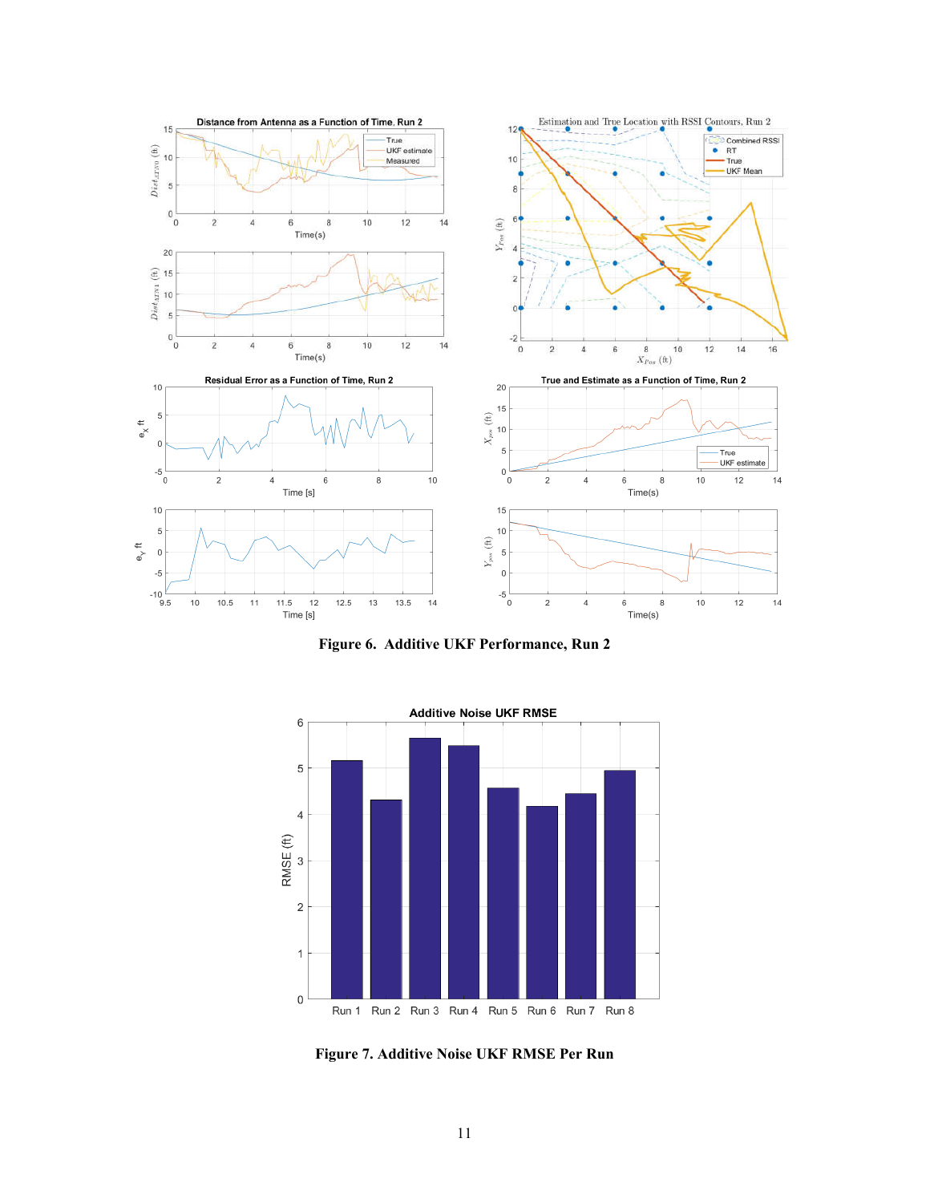Distance from Antenna as a Function of Time, Run 2

True

UKF estimate

Measured

$Dist_{ATN0}$ (ft)

Time(s)

$Dist_{ATN1}$ (ft)

Time(s)

Estimation and True Location with RSSI Contours, Run 2

Combined RSSI

RT

True

UKF Mean

$Y_{Pos}$ (ft)

$X_{Pos}$ (ft)

Residual Error as a Function of Time, Run 2

$e_X$ ft

Time [s]

$e_Y$ ft

Time [s]

True and Estimate as a Function of Time, Run 2

$X_{pos}$ (ft)

True

UKF estimate

Time(s)

$Y_{pos}$ (ft)

Time(s)

**Figure 6. Additive UKF Performance, Run 2**

Additive Noise UKF RMSE

RMSE (ft)

Run 1 Run 2 Run 3 Run 4 Run 5 Run 6 Run 7 Run 8

**Figure 7. Additive Noise UKF RMSE Per Run**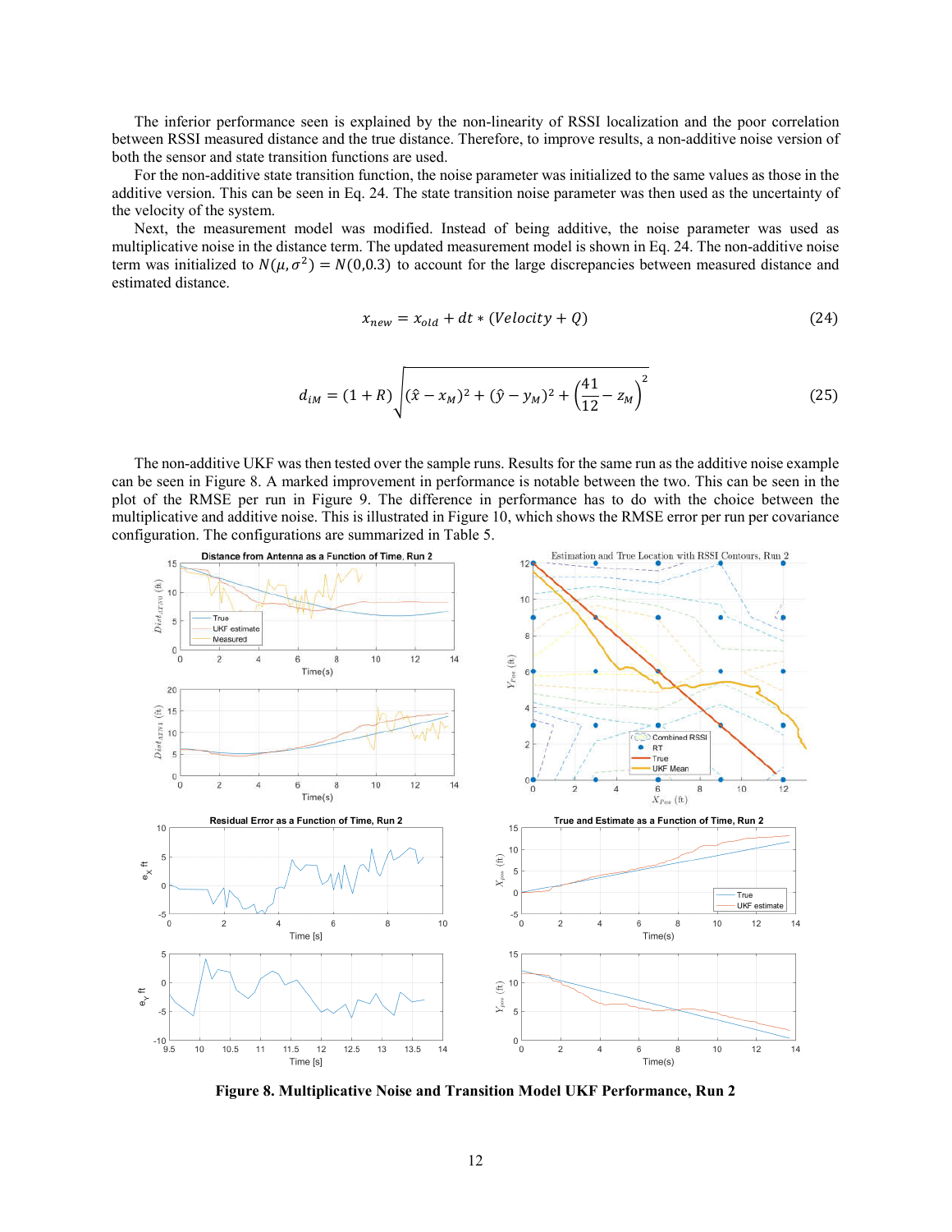The inferior performance seen is explained by the non-linearity of RSSI localization and the poor correlation between RSSI measured distance and the true distance. Therefore, to improve results, a non-additive noise version of both the sensor and state transition functions are used.

For the non-additive state transition function, the noise parameter was initialized to the same values as those in the additive version. This can be seen in Eq. 24. The state transition noise parameter was then used as the uncertainty of the velocity of the system.

Next, the measurement model was modified. Instead of being additive, the noise parameter was used as multiplicative noise in the distance term. The updated measurement model is shown in Eq. 24. The non-additive noise term was initialized to $N(\mu, \sigma^2) = N(0,0.3)$ to account for the large discrepancies between measured distance and estimated distance.

$$x_{new} = x_{old} + dt * (Velocity + Q) \tag{24}$$

$$d_{iM} = (1 + R)\sqrt{(\hat{x} - x_M)^2 + (\hat{y} - y_M)^2 + \left(\frac{41}{12} - z_M\right)^2} \tag{25}$$

The non-additive UKF was then tested over the sample runs. Results for the same run as the additive noise example can be seen in Figure 8. A marked improvement in performance is notable between the two. This can be seen in the plot of the RMSE per run in Figure 9. The difference in performance has to do with the choice between the multiplicative and additive noise. This is illustrated in Figure 10, which shows the RMSE error per run per covariance configuration. The configurations are summarized in Table 5.

Distance from Antenna as a Function of Time, Run 2

True
UKF estimate
Measured

Time(s)

Estimation and True Location with RSSI Contours, Run 2

Combined RSSI
RT
True
UKF Mean

Residual Error as a Function of Time, Run 2

Time [s]

True and Estimate as a Function of Time, Run 2

True
UKF estimate

Time(s)

**Figure 8. Multiplicative Noise and Transition Model UKF Performance, Run 2**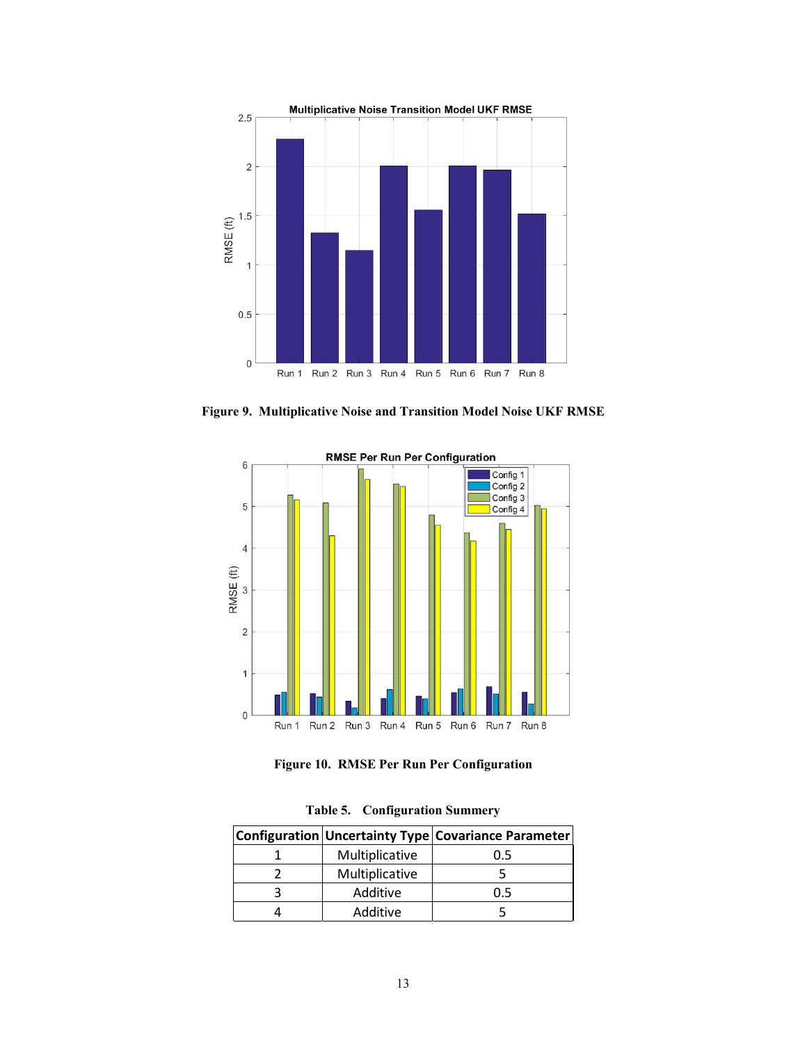Multiplicative Noise Transition Model UKF RMSE

RMSE (ft)

2.5
2
1.5
1
0.5
0

Run 1 Run 2 Run 3 Run 4 Run 5 Run 6 Run 7 Run 8

**Figure 9. Multiplicative Noise and Transition Model Noise UKF RMSE**

RMSE Per Run Per Configuration

RMSE (ft)

6
5
4
3
2
1
0

Config 1
Config 2
Config 3
Config 4

Run 1 Run 2 Run 3 Run 4 Run 5 Run 6 Run 7 Run 8

**Figure 10. RMSE Per Run Per Configuration**

**Table 5. Configuration Summery**

| Configuration | Uncertainty Type | Covariance Parameter |
|---|---|---|
| 1 | Multiplicative | 0.5 |
| 2 | Multiplicative | 5 |
| 3 | Additive | 0.5 |
| 4 | Additive | 5 |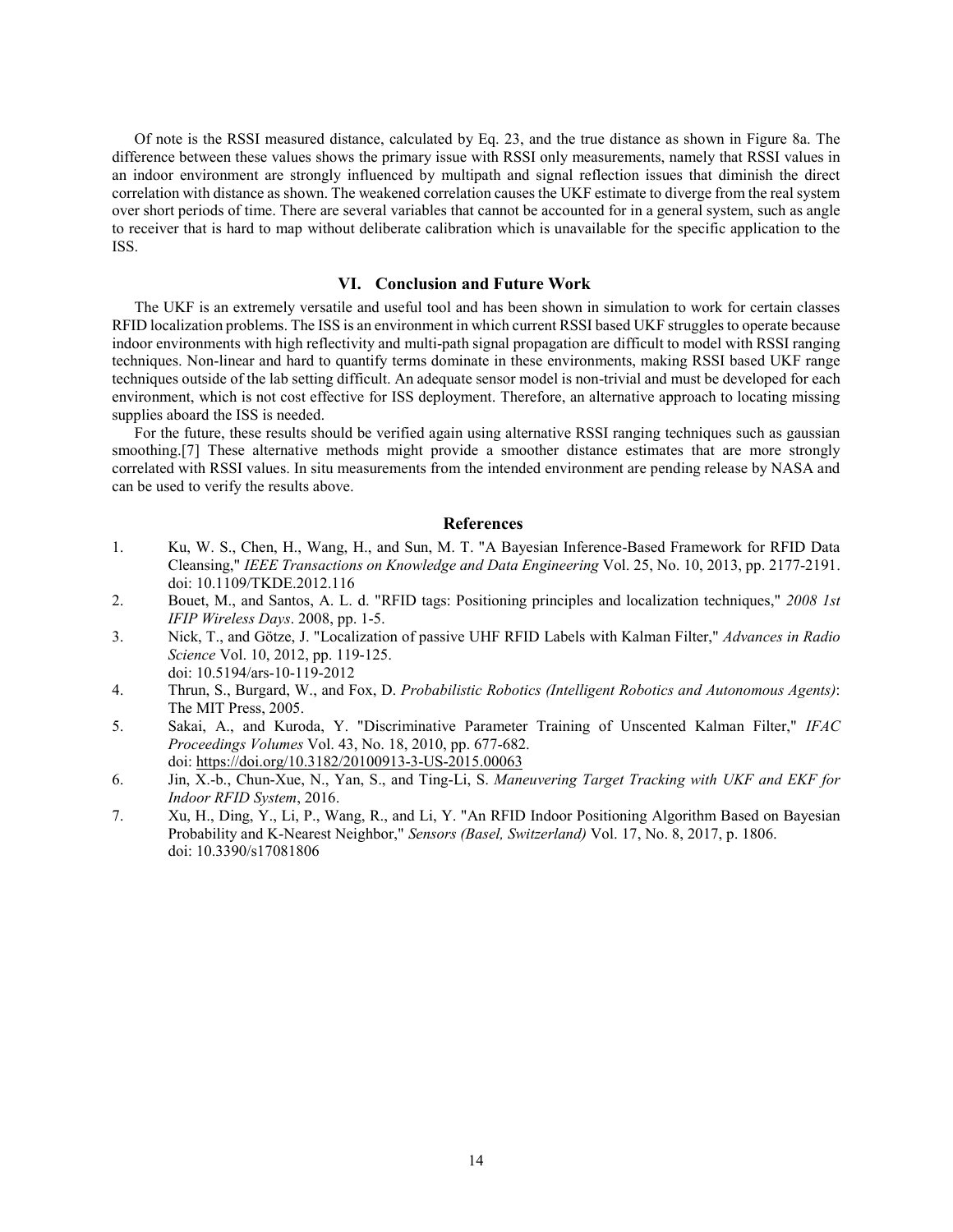Of note is the RSSI measured distance, calculated by Eq. 23, and the true distance as shown in Figure 8a. The difference between these values shows the primary issue with RSSI only measurements, namely that RSSI values in an indoor environment are strongly influenced by multipath and signal reflection issues that diminish the direct correlation with distance as shown. The weakened correlation causes the UKF estimate to diverge from the real system over short periods of time. There are several variables that cannot be accounted for in a general system, such as angle to receiver that is hard to map without deliberate calibration which is unavailable for the specific application to the ISS.

## VI. Conclusion and Future Work

The UKF is an extremely versatile and useful tool and has been shown in simulation to work for certain classes RFID localization problems. The ISS is an environment in which current RSSI based UKF struggles to operate because indoor environments with high reflectivity and multi-path signal propagation are difficult to model with RSSI ranging techniques. Non-linear and hard to quantify terms dominate in these environments, making RSSI based UKF range techniques outside of the lab setting difficult. An adequate sensor model is non-trivial and must be developed for each environment, which is not cost effective for ISS deployment. Therefore, an alternative approach to locating missing supplies aboard the ISS is needed.

For the future, these results should be verified again using alternative RSSI ranging techniques such as gaussian smoothing.[7] These alternative methods might provide a smoother distance estimates that are more strongly correlated with RSSI values. In situ measurements from the intended environment are pending release by NASA and can be used to verify the results above.

## References

1. Ku, W. S., Chen, H., Wang, H., and Sun, M. T. "A Bayesian Inference-Based Framework for RFID Data Cleansing," *IEEE Transactions on Knowledge and Data Engineering* Vol. 25, No. 10, 2013, pp. 2177-2191. doi: 10.1109/TKDE.2012.116
2. Bouet, M., and Santos, A. L. d. "RFID tags: Positioning principles and localization techniques," *2008 1st IFIP Wireless Days*. 2008, pp. 1-5.
3. Nick, T., and Götze, J. "Localization of passive UHF RFID Labels with Kalman Filter," *Advances in Radio Science* Vol. 10, 2012, pp. 119-125. doi: 10.5194/ars-10-119-2012
4. Thrun, S., Burgard, W., and Fox, D. *Probabilistic Robotics (Intelligent Robotics and Autonomous Agents)*: The MIT Press, 2005.
5. Sakai, A., and Kuroda, Y. "Discriminative Parameter Training of Unscented Kalman Filter," *IFAC Proceedings Volumes* Vol. 43, No. 18, 2010, pp. 677-682. doi: https://doi.org/10.3182/20100913-3-US-2015.00063
6. Jin, X.-b., Chun-Xue, N., Yan, S., and Ting-Li, S. *Maneuvering Target Tracking with UKF and EKF for Indoor RFID System*, 2016.
7. Xu, H., Ding, Y., Li, P., Wang, R., and Li, Y. "An RFID Indoor Positioning Algorithm Based on Bayesian Probability and K-Nearest Neighbor," *Sensors (Basel, Switzerland)* Vol. 17, No. 8, 2017, p. 1806. doi: 10.3390/s17081806